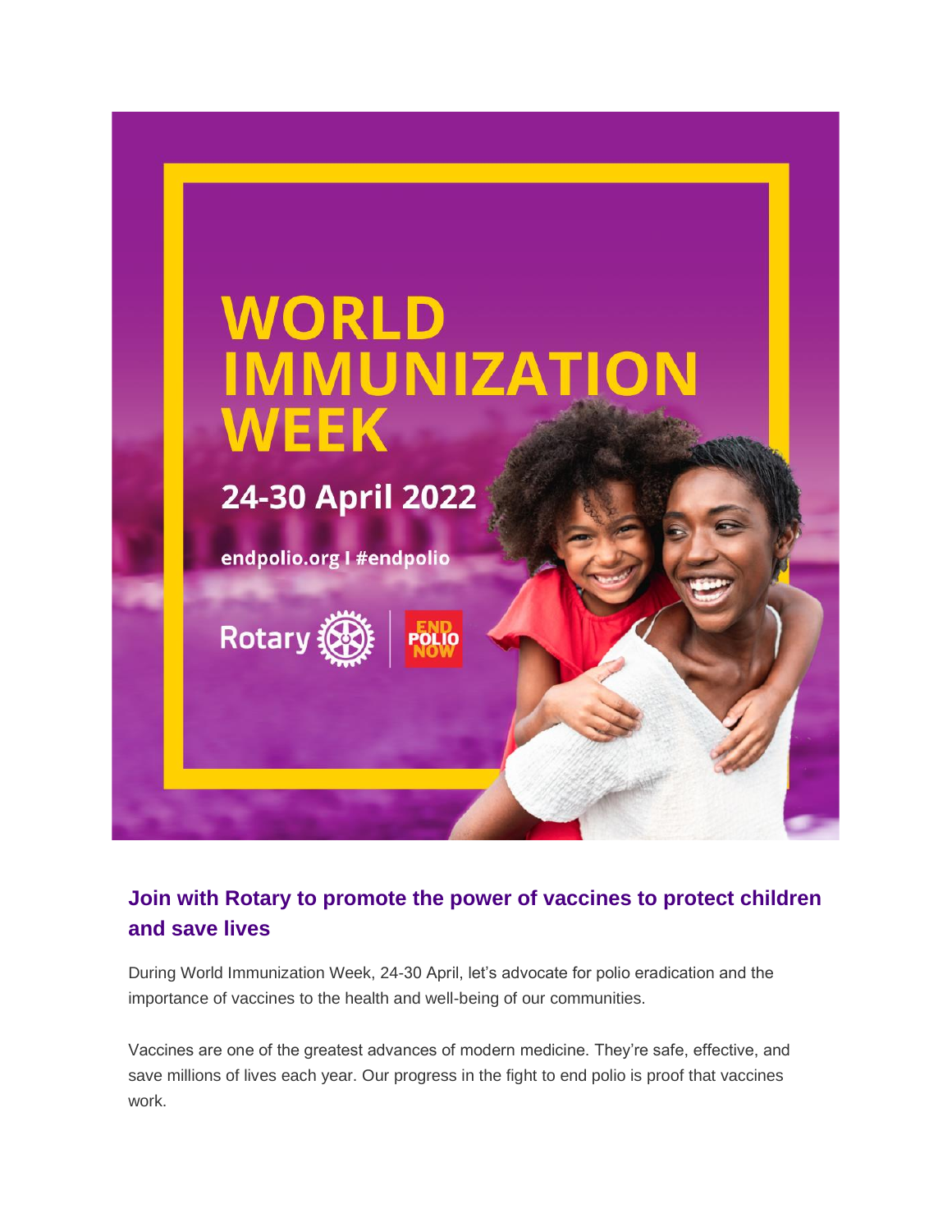# WORLD IMMUNIZATION WEEK

**24-30 April 2022**

endpolio.org I #endpolio

Rotary | END POLIO NOW

## Join with Rotary to promote the power of vaccines to protect children and save lives

During World Immunization Week, 24-30 April, let's advocate for polio eradication and the importance of vaccines to the health and well-being of our communities.

Vaccines are one of the greatest advances of modern medicine. They're safe, effective, and save millions of lives each year. Our progress in the fight to end polio is proof that vaccines work.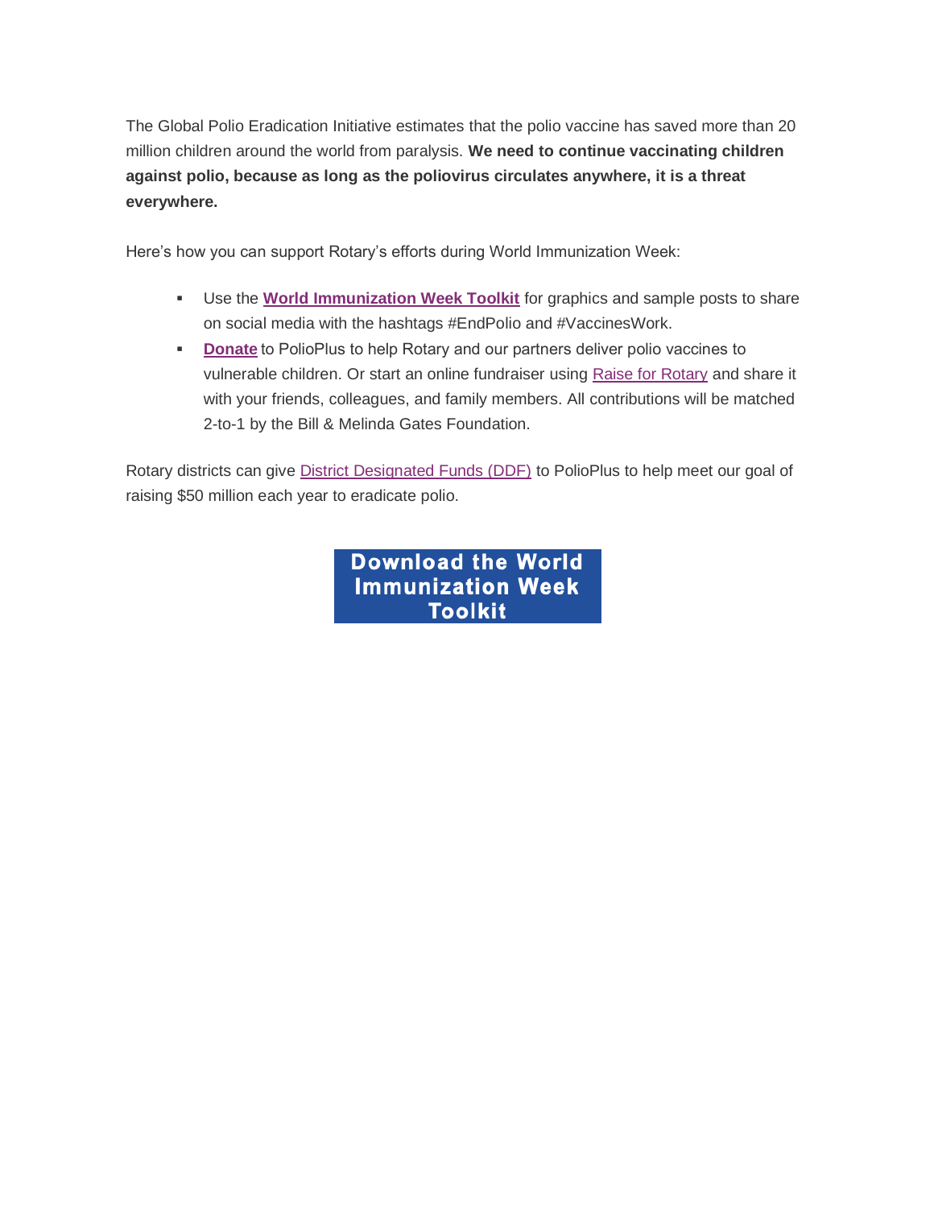The Global Polio Eradication Initiative estimates that the polio vaccine has saved more than 20 million children around the world from paralysis. **We need to continue vaccinating children against polio, because as long as the poliovirus circulates anywhere, it is a threat everywhere.**

Here's how you can support Rotary's efforts during World Immunization Week:

- Use the **World Immunization Week Toolkit** for graphics and sample posts to share on social media with the hashtags #EndPolio and #VaccinesWork.
- **Donate** to PolioPlus to help Rotary and our partners deliver polio vaccines to vulnerable children. Or start an online fundraiser using Raise for Rotary and share it with your friends, colleagues, and family members. All contributions will be matched 2-to-1 by the Bill & Melinda Gates Foundation.

Rotary districts can give District Designated Funds (DDF) to PolioPlus to help meet our goal of raising $50 million each year to eradicate polio.

**Download the World Immunization Week Toolkit**